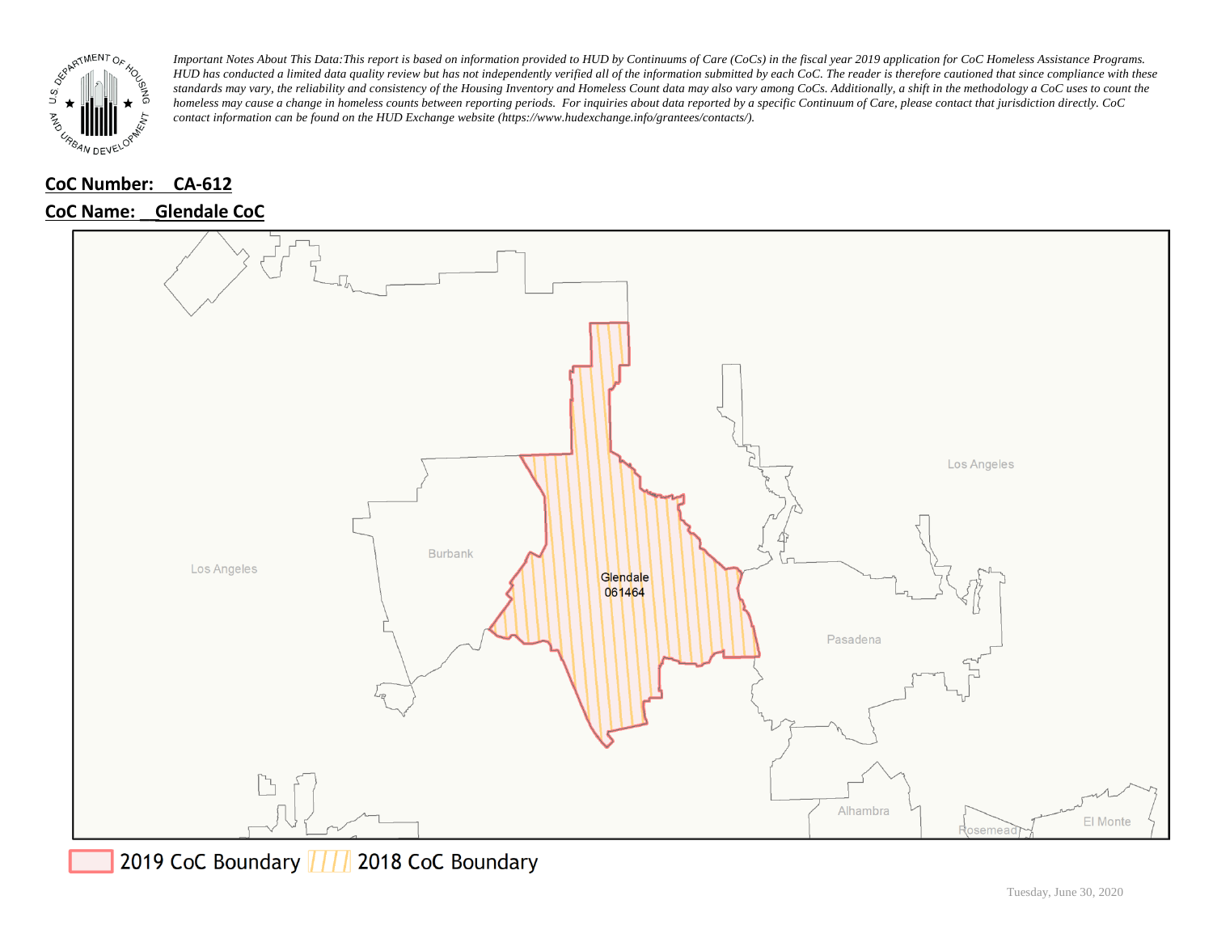*Important Notes About This Data:This report is based on information provided to HUD by Continuums of Care (CoCs) in the fiscal year 2019 application for CoC Homeless Assistance Programs. HUD has conducted a limited data quality review but has not independently verified all of the information submitted by each CoC. The reader is therefore cautioned that since compliance with these standards may vary, the reliability and consistency of the Housing Inventory and Homeless Count data may also vary among CoCs. Additionally, a shift in the methodology a CoC uses to count the homeless may cause a change in homeless counts between reporting periods. For inquiries about data reported by a specific Continuum of Care, please contact that jurisdiction directly. CoC contact information can be found on the HUD Exchange website (https://www.hudexchange.info/grantees/contacts/).*

**CoC Number: CA-612**

**CoC Name: Glendale CoC**

Los Angeles

Burbank

Glendale
061464

Los Angeles

Pasadena

Alhambra

Rosemead

El Monte

2019 CoC Boundary 2018 CoC Boundary

Tuesday, June 30, 2020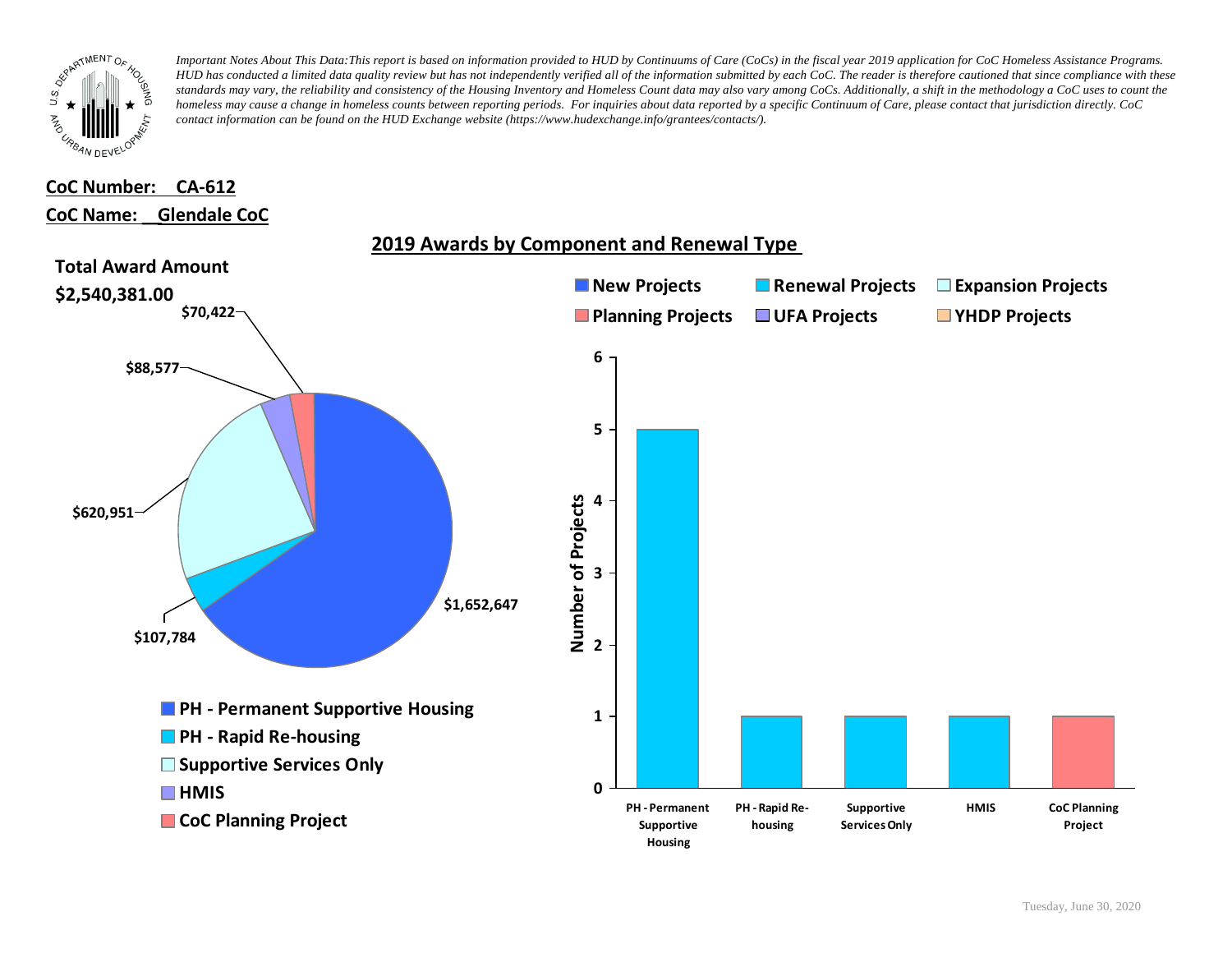*Important Notes About This Data: This report is based on information provided to HUD by Continuums of Care (CoCs) in the fiscal year 2019 application for CoC Homeless Assistance Programs. HUD has conducted a limited data quality review but has not independently verified all of the information submitted by each CoC. The reader is therefore cautioned that since compliance with these standards may vary, the reliability and consistency of the Housing Inventory and Homeless Count data may also vary among CoCs. Additionally, a shift in the methodology a CoC uses to count the homeless may cause a change in homeless counts between reporting periods. For inquiries about data reported by a specific Continuum of Care, please contact that jurisdiction directly. CoC contact information can be found on the HUD Exchange website (https://www.hudexchange.info/grantees/contacts/).*

**CoC Number: CA-612**

**CoC Name: Glendale CoC**

## 2019 Awards by Component and Renewal Type

**Total Award Amount**

**$2,540,381.00**

| Component | Award Amount |
|---|---|
| PH - Permanent Supportive Housing | $1,652,647 |
| PH - Rapid Re-housing | $107,784 |
| Supportive Services Only | $620,951 |
| HMIS | $88,577 |
| CoC Planning Project | $70,422 |

Number of Projects

| Component | New Projects | Renewal Projects | Expansion Projects | Planning Projects | UFA Projects | YHDP Projects |
|---|---|---|---|---|---|---|
| PH - Permanent Supportive Housing | | 5 | | | | |
| PH - Rapid Re-housing | | 1 | | | | |
| Supportive Services Only | | 1 | | | | |
| HMIS | | 1 | | | | |
| CoC Planning Project | | | | 1 | | |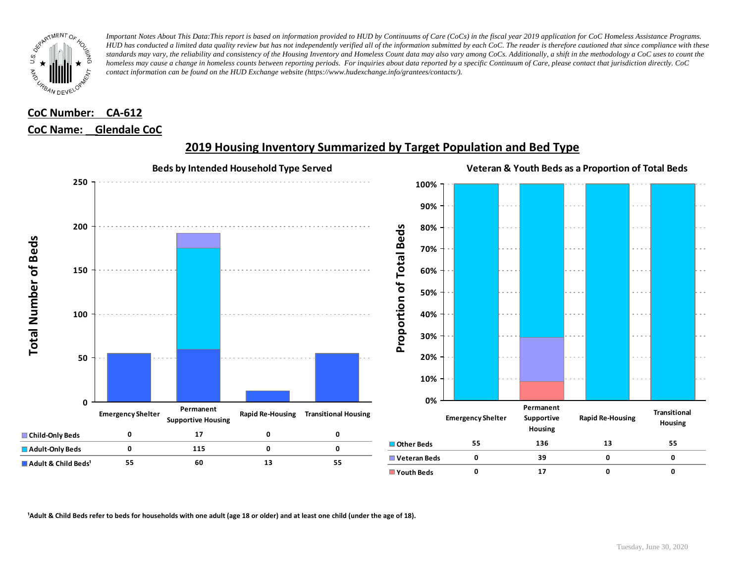*Important Notes About This Data:This report is based on information provided to HUD by Continuums of Care (CoCs) in the fiscal year 2019 application for CoC Homeless Assistance Programs. HUD has conducted a limited data quality review but has not independently verified all of the information submitted by each CoC. The reader is therefore cautioned that since compliance with these standards may vary, the reliability and consistency of the Housing Inventory and Homeless Count data may also vary among CoCs. Additionally, a shift in the methodology a CoC uses to count the homeless may cause a change in homeless counts between reporting periods. For inquiries about data reported by a specific Continuum of Care, please contact that jurisdiction directly. CoC contact information can be found on the HUD Exchange website (https://www.hudexchange.info/grantees/contacts/).*

**CoC Number: CA-612**

**CoC Name: Glendale CoC**

## 2019 Housing Inventory Summarized by Target Population and Bed Type

### Beds by Intended Household Type Served

| | Emergency Shelter | Permanent Supportive Housing | Rapid Re-Housing | Transitional Housing |
|---|---|---|---|---|
| Child-Only Beds | 0 | 17 | 0 | 0 |
| Adult-Only Beds | 0 | 115 | 0 | 0 |
| Adult & Child Beds[1] | 55 | 60 | 13 | 55 |

### Veteran & Youth Beds as a Proportion of Total Beds

| | Emergency Shelter | Permanent Supportive Housing | Rapid Re-Housing | Transitional Housing |
|---|---|---|---|---|
| Other Beds | 55 | 136 | 13 | 55 |
| Veteran Beds | 0 | 39 | 0 | 0 |
| Youth Beds | 0 | 17 | 0 | 0 |

[1]Adult & Child Beds refer to beds for households with one adult (age 18 or older) and at least one child (under the age of 18).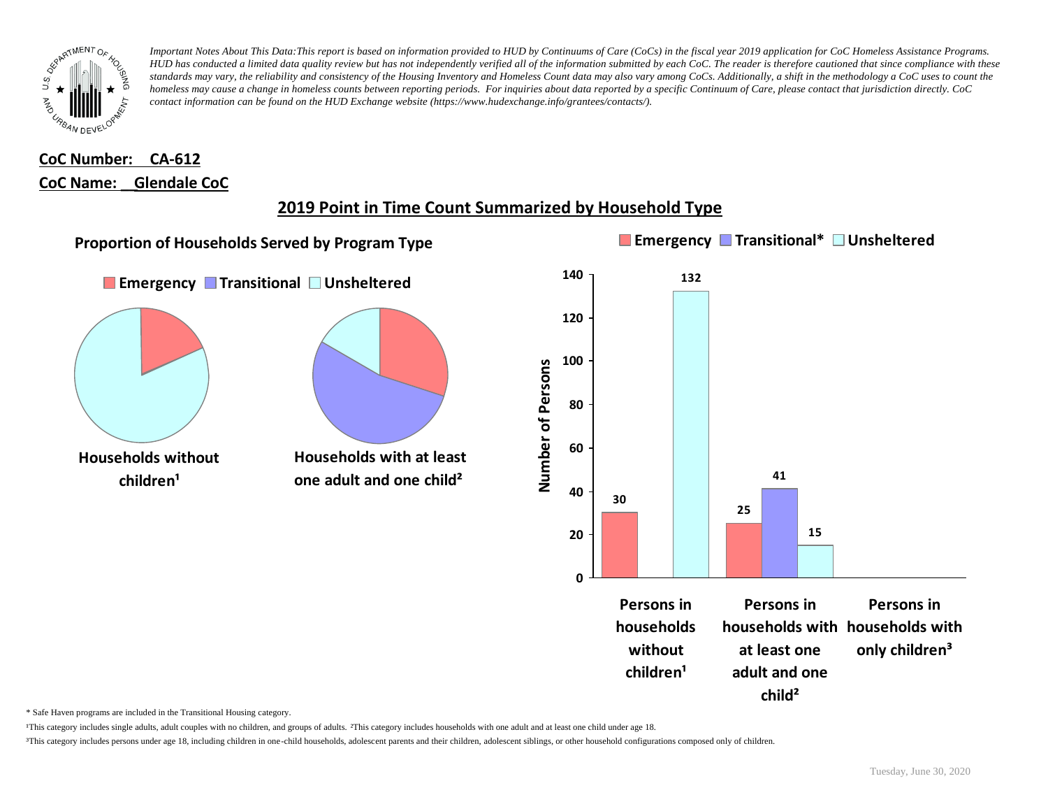*Important Notes About This Data: This report is based on information provided to HUD by Continuums of Care (CoCs) in the fiscal year 2019 application for CoC Homeless Assistance Programs. HUD has conducted a limited data quality review but has not independently verified all of the information submitted by each CoC. The reader is therefore cautioned that since compliance with these standards may vary, the reliability and consistency of the Housing Inventory and Homeless Count data may also vary among CoCs. Additionally, a shift in the methodology a CoC uses to count the homeless may cause a change in homeless counts between reporting periods. For inquiries about data reported by a specific Continuum of Care, please contact that jurisdiction directly. CoC contact information can be found on the HUD Exchange website (https://www.hudexchange.info/grantees/contacts/).*

**CoC Number: CA-612**

**CoC Name: Glendale CoC**

## 2019 Point in Time Count Summarized by Household Type

### Proportion of Households Served by Program Type

Emergency | Transitional | Unsheltered

Households without children¹

Households with at least one adult and one child²

Emergency | Transitional* | Unsheltered

| | Emergency | Transitional* | Unsheltered |
|---|---|---|---|
| Persons in households without children¹ | 30 | | 132 |
| Persons in households with at least one adult and one child² | 25 | 41 | 15 |
| Persons in households with only children³ | | | |

\* Safe Haven programs are included in the Transitional Housing category.

¹This category includes single adults, adult couples with no children, and groups of adults. ²This category includes households with one adult and at least one child under age 18.

³This category includes persons under age 18, including children in one-child households, adolescent parents and their children, adolescent siblings, or other household configurations composed only of children.

Tuesday, June 30, 2020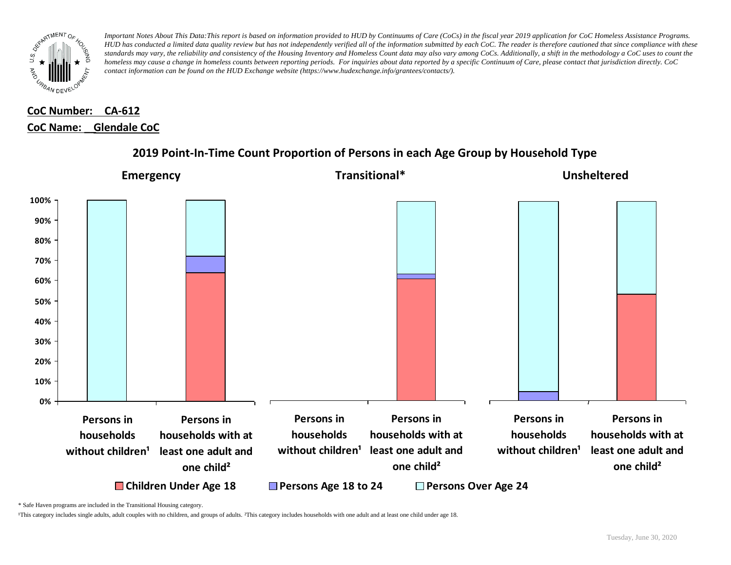*Important Notes About This Data:This report is based on information provided to HUD by Continuums of Care (CoCs) in the fiscal year 2019 application for CoC Homeless Assistance Programs. HUD has conducted a limited data quality review but has not independently verified all of the information submitted by each CoC. The reader is therefore cautioned that since compliance with these standards may vary, the reliability and consistency of the Housing Inventory and Homeless Count data may also vary among CoCs. Additionally, a shift in the methodology a CoC uses to count the homeless may cause a change in homeless counts between reporting periods. For inquiries about data reported by a specific Continuum of Care, please contact that jurisdiction directly. CoC contact information can be found on the HUD Exchange website (https://www.hudexchange.info/grantees/contacts/).*

**CoC Number: CA-612**

**CoC Name: Glendale CoC**

## 2019 Point-In-Time Count Proportion of Persons in each Age Group by Household Type

**Emergency** | **Transitional*** | **Unsheltered**

Persons in households without children¹ | Persons in households with at least one adult and one child²

■ Children Under Age 18 ■ Persons Age 18 to 24 ■ Persons Over Age 24

\* Safe Haven programs are included in the Transitional Housing category.

¹This category includes single adults, adult couples with no children, and groups of adults. ²This category includes households with one adult and at least one child under age 18.

Tuesday, June 30, 2020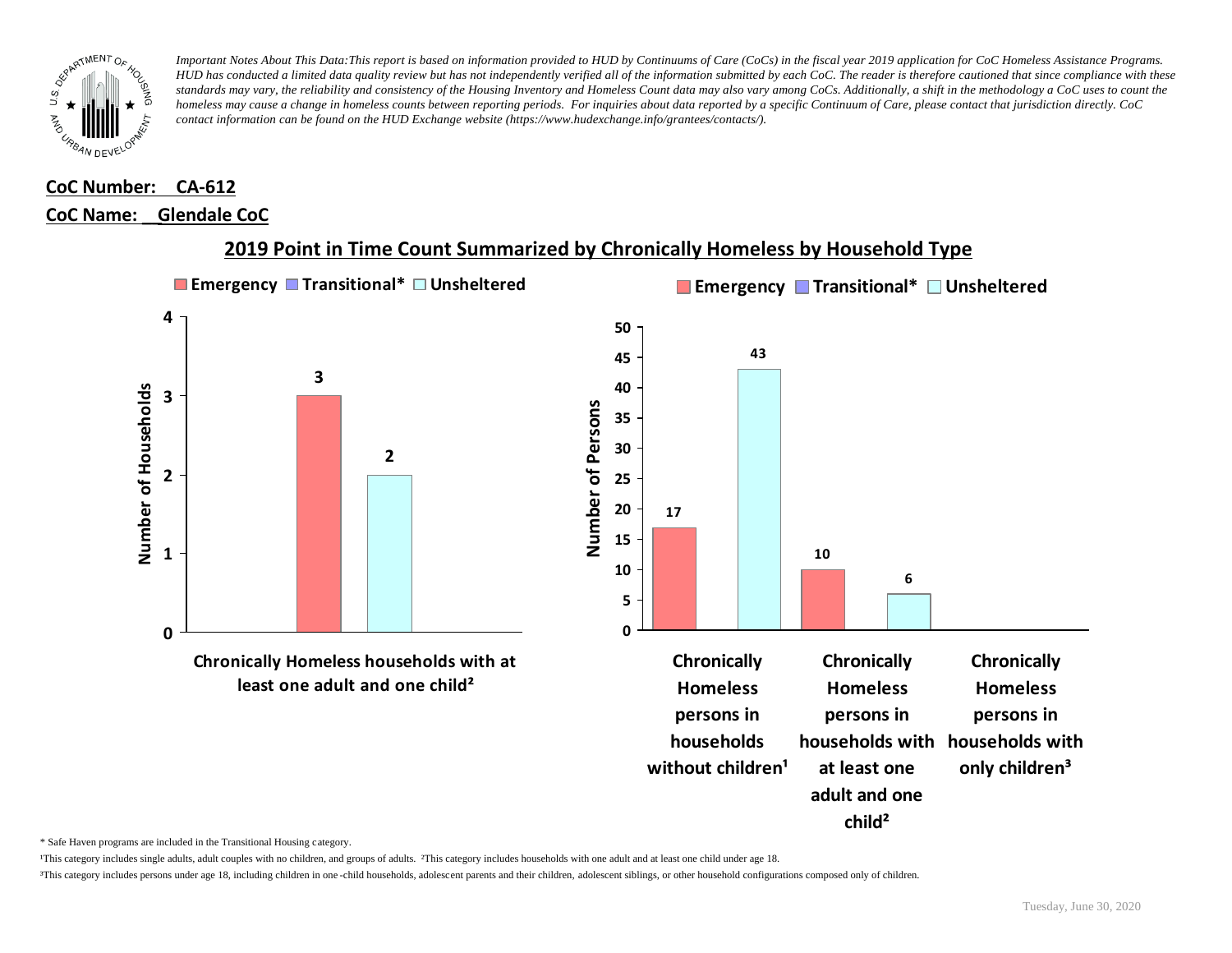*Important Notes About This Data:This report is based on information provided to HUD by Continuums of Care (CoCs) in the fiscal year 2019 application for CoC Homeless Assistance Programs. HUD has conducted a limited data quality review but has not independently verified all of the information submitted by each CoC. The reader is therefore cautioned that since compliance with these standards may vary, the reliability and consistency of the Housing Inventory and Homeless Count data may also vary among CoCs. Additionally, a shift in the methodology a CoC uses to count the homeless may cause a change in homeless counts between reporting periods. For inquiries about data reported by a specific Continuum of Care, please contact that jurisdiction directly. CoC contact information can be found on the HUD Exchange website (https://www.hudexchange.info/grantees/contacts/).*

**CoC Number: CA-612**

**CoC Name: Glendale CoC**

## 2019 Point in Time Count Summarized by Chronically Homeless by Household Type

**Number of Households**

| | Emergency | Transitional* | Unsheltered |
|---|---|---|---|
| Chronically Homeless households with at least one adult and one child² | 3 | | 2 |

**Number of Persons**

| | Emergency | Transitional* | Unsheltered |
|---|---|---|---|
| Chronically Homeless persons in households without children¹ | 17 | | 43 |
| Chronically Homeless persons in households with at least one adult and one child² | 10 | | 6 |
| Chronically Homeless persons in households with only children³ | | | |

\* Safe Haven programs are included in the Transitional Housing category.

¹This category includes single adults, adult couples with no children, and groups of adults. ²This category includes households with one adult and at least one child under age 18.

³This category includes persons under age 18, including children in one-child households, adolescent parents and their children, adolescent siblings, or other household configurations composed only of children.

Tuesday, June 30, 2020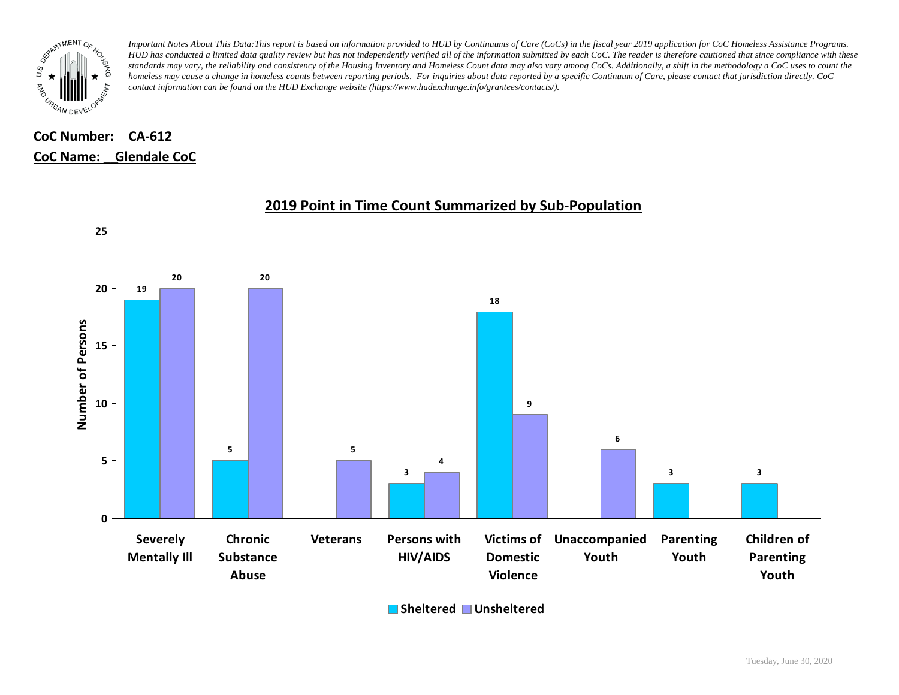*Important Notes About This Data:This report is based on information provided to HUD by Continuums of Care (CoCs) in the fiscal year 2019 application for CoC Homeless Assistance Programs. HUD has conducted a limited data quality review but has not independently verified all of the information submitted by each CoC. The reader is therefore cautioned that since compliance with these standards may vary, the reliability and consistency of the Housing Inventory and Homeless Count data may also vary among CoCs. Additionally, a shift in the methodology a CoC uses to count the homeless may cause a change in homeless counts between reporting periods. For inquiries about data reported by a specific Continuum of Care, please contact that jurisdiction directly. CoC contact information can be found on the HUD Exchange website (https://www.hudexchange.info/grantees/contacts/).*

**CoC Number: CA-612**

**CoC Name: Glendale CoC**

## 2019 Point in Time Count Summarized by Sub-Population

Number of Persons

0
5
10
15
20
25

Severely Mentally Ill: 19, 20

Chronic Substance Abuse: 5, 20

Veterans: 5

Persons with HIV/AIDS: 3, 4

Victims of Domestic Violence: 18, 9

Unaccompanied Youth: 6

Parenting Youth: 3

Children of Parenting Youth: 3

Sheltered  Unsheltered

Tuesday, June 30, 2020